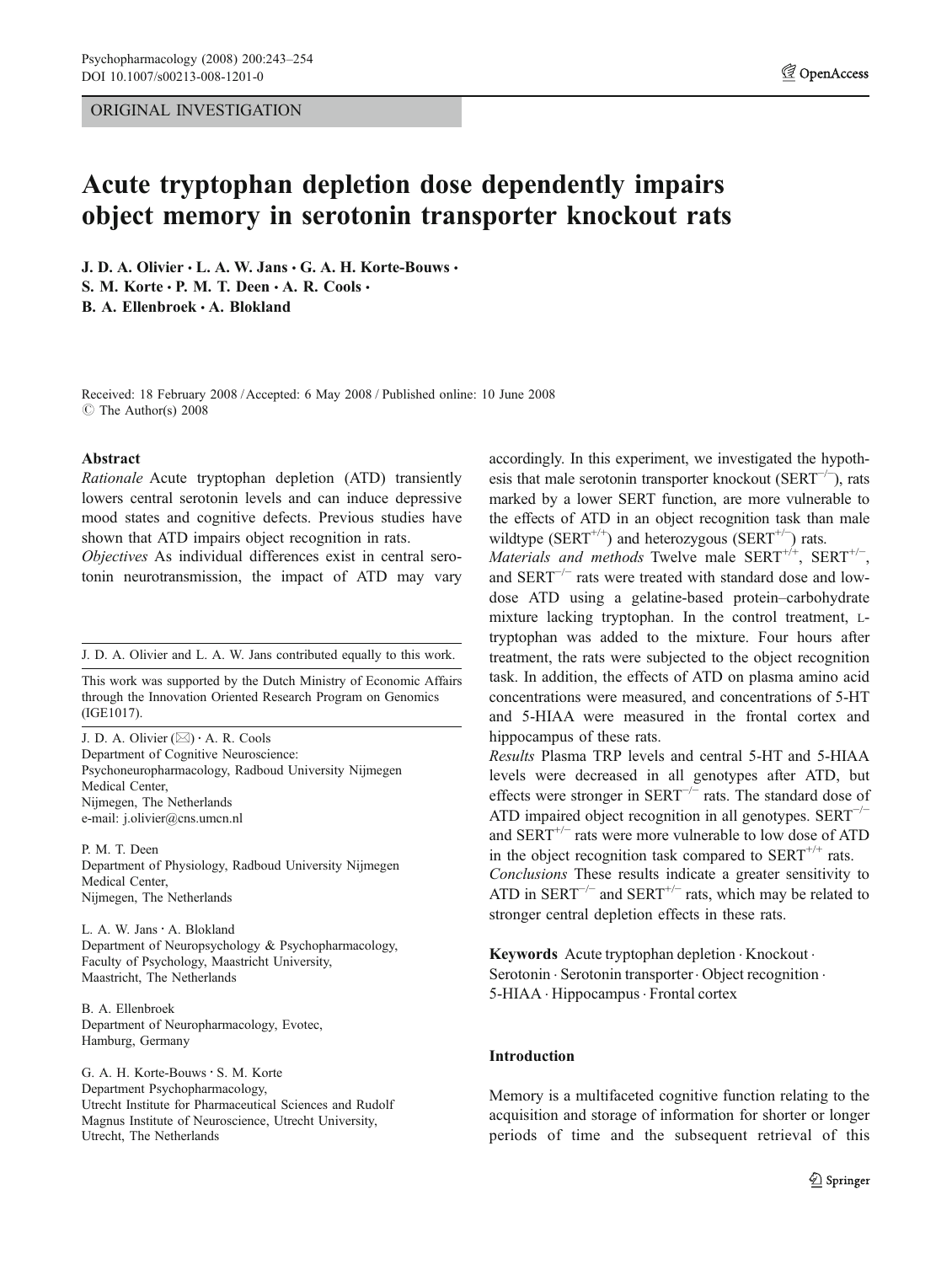ORIGINAL INVESTIGATION

# Acute tryptophan depletion dose dependently impairs object memory in serotonin transporter knockout rats

**J. D. A. Olivier · L. A. W. Jans · G. A. H. Korte-Bouws · S. M. Korte · P. M. T. Deen · A. R. Cools · B. A. Ellenbroek · A. Blokland**

Received: 18 February 2008 / Accepted: 6 May 2008 / Published online: 10 June 2008
© The Author(s) 2008

**Abstract**

*Rationale* Acute tryptophan depletion (ATD) transiently lowers central serotonin levels and can induce depressive mood states and cognitive defects. Previous studies have shown that ATD impairs object recognition in rats.

*Objectives* As individual differences exist in central serotonin neurotransmission, the impact of ATD may vary accordingly. In this experiment, we investigated the hypothesis that male serotonin transporter knockout ($SERT^{-/-}$), rats marked by a lower SERT function, are more vulnerable to the effects of ATD in an object recognition task than male wildtype ($SERT^{+/+}$) and heterozygous ($SERT^{+/-}$) rats.

*Materials and methods* Twelve male $SERT^{+/+}$, $SERT^{+/-}$, and $SERT^{-/-}$ rats were treated with standard dose and low-dose ATD using a gelatine-based protein–carbohydrate mixture lacking tryptophan. In the control treatment, L-tryptophan was added to the mixture. Four hours after treatment, the rats were subjected to the object recognition task. In addition, the effects of ATD on plasma amino acid concentrations were measured, and concentrations of 5-HT and 5-HIAA were measured in the frontal cortex and hippocampus of these rats.

*Results* Plasma TRP levels and central 5-HT and 5-HIAA levels were decreased in all genotypes after ATD, but effects were stronger in $SERT^{-/-}$ rats. The standard dose of ATD impaired object recognition in all genotypes. $SERT^{-/-}$ and $SERT^{+/-}$ rats were more vulnerable to low dose of ATD in the object recognition task compared to $SERT^{+/+}$ rats.

*Conclusions* These results indicate a greater sensitivity to ATD in $SERT^{-/-}$ and $SERT^{+/-}$ rats, which may be related to stronger central depletion effects in these rats.

**Keywords** Acute tryptophan depletion · Knockout · Serotonin · Serotonin transporter · Object recognition · 5-HIAA · Hippocampus · Frontal cortex

J. D. A. Olivier and L. A. W. Jans contributed equally to this work.

This work was supported by the Dutch Ministry of Economic Affairs through the Innovation Oriented Research Program on Genomics (IGE1017).

J. D. A. Olivier (✉) · A. R. Cools
Department of Cognitive Neuroscience: Psychoneuropharmacology, Radboud University Nijmegen Medical Center, Nijmegen, The Netherlands
e-mail: j.olivier@cns.umcn.nl

P. M. T. Deen
Department of Physiology, Radboud University Nijmegen Medical Center, Nijmegen, The Netherlands

L. A. W. Jans · A. Blokland
Department of Neuropsychology & Psychopharmacology, Faculty of Psychology, Maastricht University, Maastricht, The Netherlands

B. A. Ellenbroek
Department of Neuropharmacology, Evotec, Hamburg, Germany

G. A. H. Korte-Bouws · S. M. Korte
Department Psychopharmacology, Utrecht Institute for Pharmaceutical Sciences and Rudolf Magnus Institute of Neuroscience, Utrecht University, Utrecht, The Netherlands

## Introduction

Memory is a multifaceted cognitive function relating to the acquisition and storage of information for shorter or longer periods of time and the subsequent retrieval of this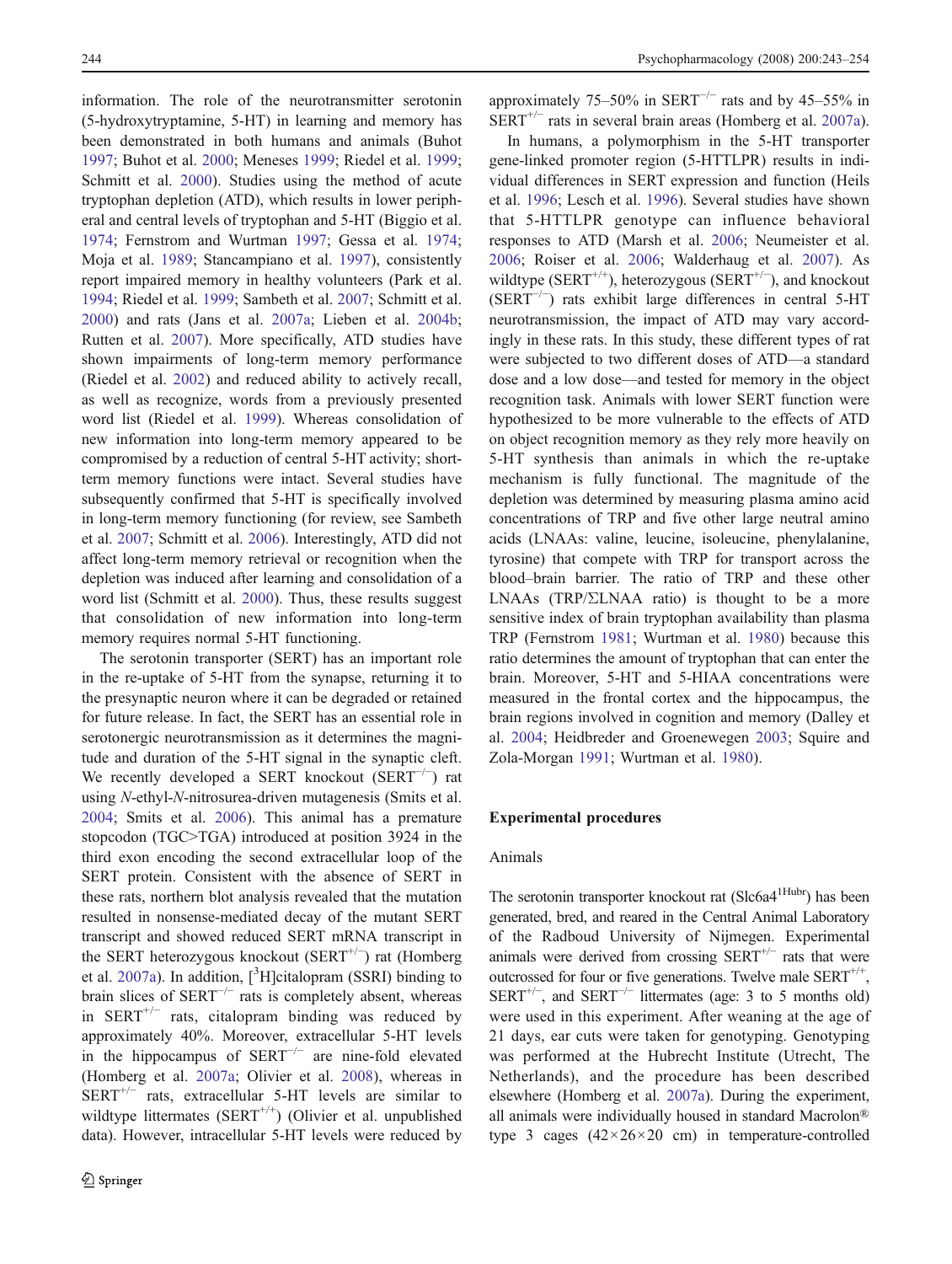information. The role of the neurotransmitter serotonin (5-hydroxytryptamine, 5-HT) in learning and memory has been demonstrated in both humans and animals (Buhot 1997; Buhot et al. 2000; Meneses 1999; Riedel et al. 1999; Schmitt et al. 2000). Studies using the method of acute tryptophan depletion (ATD), which results in lower peripheral and central levels of tryptophan and 5-HT (Biggio et al. 1974; Fernstrom and Wurtman 1997; Gessa et al. 1974; Moja et al. 1989; Stancampiano et al. 1997), consistently report impaired memory in healthy volunteers (Park et al. 1994; Riedel et al. 1999; Sambeth et al. 2007; Schmitt et al. 2000) and rats (Jans et al. 2007a; Lieben et al. 2004b; Rutten et al. 2007). More specifically, ATD studies have shown impairments of long-term memory performance (Riedel et al. 2002) and reduced ability to actively recall, as well as recognize, words from a previously presented word list (Riedel et al. 1999). Whereas consolidation of new information into long-term memory appeared to be compromised by a reduction of central 5-HT activity; short-term memory functions were intact. Several studies have subsequently confirmed that 5-HT is specifically involved in long-term memory functioning (for review, see Sambeth et al. 2007; Schmitt et al. 2006). Interestingly, ATD did not affect long-term memory retrieval or recognition when the depletion was induced after learning and consolidation of a word list (Schmitt et al. 2000). Thus, these results suggest that consolidation of new information into long-term memory requires normal 5-HT functioning.

The serotonin transporter (SERT) has an important role in the re-uptake of 5-HT from the synapse, returning it to the presynaptic neuron where it can be degraded or retained for future release. In fact, the SERT has an essential role in serotonergic neurotransmission as it determines the magnitude and duration of the 5-HT signal in the synaptic cleft. We recently developed a SERT knockout ($SERT^{-/-}$) rat using *N*-ethyl-*N*-nitrosurea-driven mutagenesis (Smits et al. 2004; Smits et al. 2006). This animal has a premature stopcodon (TGC>TGA) introduced at position 3924 in the third exon encoding the second extracellular loop of the SERT protein. Consistent with the absence of SERT in these rats, northern blot analysis revealed that the mutation resulted in nonsense-mediated decay of the mutant SERT transcript and showed reduced SERT mRNA transcript in the SERT heterozygous knockout ($SERT^{+/-}$) rat (Homberg et al. 2007a). In addition, [$^3$H]citalopram (SSRI) binding to brain slices of $SERT^{-/-}$ rats is completely absent, whereas in $SERT^{+/-}$ rats, citalopram binding was reduced by approximately 40%. Moreover, extracellular 5-HT levels in the hippocampus of $SERT^{-/-}$ are nine-fold elevated (Homberg et al. 2007a; Olivier et al. 2008), whereas in $SERT^{+/-}$ rats, extracellular 5-HT levels are similar to wildtype littermates ($SERT^{+/+}$) (Olivier et al. unpublished data). However, intracellular 5-HT levels were reduced by approximately 75–50% in $SERT^{-/-}$ rats and by 45–55% in $SERT^{+/-}$ rats in several brain areas (Homberg et al. 2007a).

In humans, a polymorphism in the 5-HT transporter gene-linked promoter region (5-HTTLPR) results in individual differences in SERT expression and function (Heils et al. 1996; Lesch et al. 1996). Several studies have shown that 5-HTTLPR genotype can influence behavioral responses to ATD (Marsh et al. 2006; Neumeister et al. 2006; Roiser et al. 2006; Walderhaug et al. 2007). As wildtype ($SERT^{+/+}$), heterozygous ($SERT^{+/-}$), and knockout ($SERT^{-/-}$) rats exhibit large differences in central 5-HT neurotransmission, the impact of ATD may vary accordingly in these rats. In this study, these different types of rat were subjected to two different doses of ATD—a standard dose and a low dose—and tested for memory in the object recognition task. Animals with lower SERT function were hypothesized to be more vulnerable to the effects of ATD on object recognition memory as they rely more heavily on 5-HT synthesis than animals in which the re-uptake mechanism is fully functional. The magnitude of the depletion was determined by measuring plasma amino acid concentrations of TRP and five other large neutral amino acids (LNAAs: valine, leucine, isoleucine, phenylalanine, tyrosine) that compete with TRP for transport across the blood–brain barrier. The ratio of TRP and these other LNAAs (TRP/ΣLNAA ratio) is thought to be a more sensitive index of brain tryptophan availability than plasma TRP (Fernstrom 1981; Wurtman et al. 1980) because this ratio determines the amount of tryptophan that can enter the brain. Moreover, 5-HT and 5-HIAA concentrations were measured in the frontal cortex and the hippocampus, the brain regions involved in cognition and memory (Dalley et al. 2004; Heidbreder and Groenewegen 2003; Squire and Zola-Morgan 1991; Wurtman et al. 1980).

## Experimental procedures

### Animals

The serotonin transporter knockout rat (Slc6a4$^{1Hubr}$) has been generated, bred, and reared in the Central Animal Laboratory of the Radboud University of Nijmegen. Experimental animals were derived from crossing $SERT^{+/-}$ rats that were outcrossed for four or five generations. Twelve male $SERT^{+/+}$, $SERT^{+/-}$, and $SERT^{-/-}$ littermates (age: 3 to 5 months old) were used in this experiment. After weaning at the age of 21 days, ear cuts were taken for genotyping. Genotyping was performed at the Hubrecht Institute (Utrecht, The Netherlands), and the procedure has been described elsewhere (Homberg et al. 2007a). During the experiment, all animals were individually housed in standard Macrolon® type 3 cages (42×26×20 cm) in temperature-controlled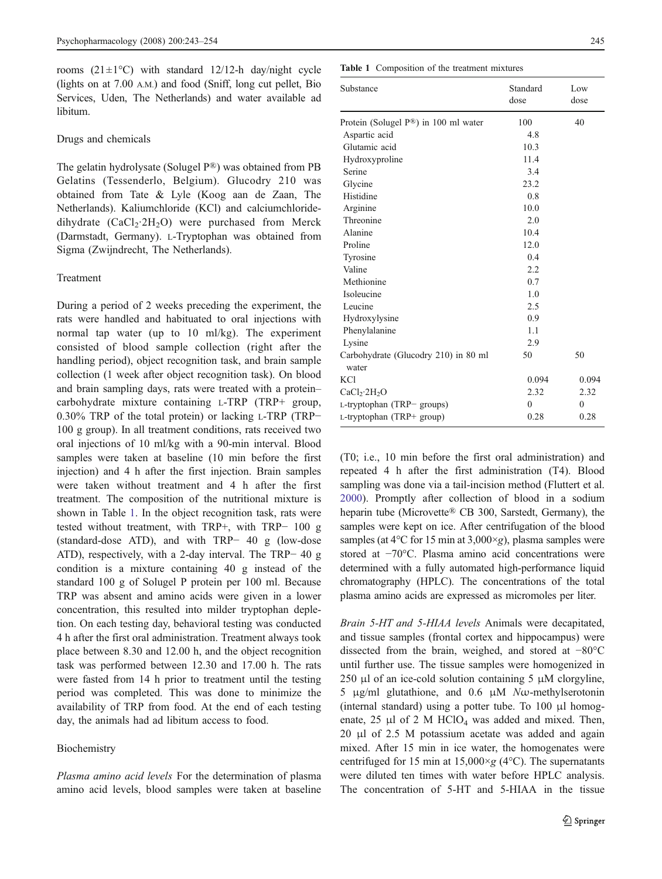rooms (21±1°C) with standard 12/12-h day/night cycle (lights on at 7.00 A.M.) and food (Sniff, long cut pellet, Bio Services, Uden, The Netherlands) and water available ad libitum.

### Drugs and chemicals

The gelatin hydrolysate (Solugel P®) was obtained from PB Gelatins (Tessenderlo, Belgium). Glucodry 210 was obtained from Tate & Lyle (Koog aan de Zaan, The Netherlands). Kaliumchloride (KCl) and calciumchloride-dihydrate ($CaCl_2{\cdot}2H_2O$) were purchased from Merck (Darmstadt, Germany). L-Tryptophan was obtained from Sigma (Zwijndrecht, The Netherlands).

### Treatment

During a period of 2 weeks preceding the experiment, the rats were handled and habituated to oral injections with normal tap water (up to 10 ml/kg). The experiment consisted of blood sample collection (right after the handling period), object recognition task, and brain sample collection (1 week after object recognition task). On blood and brain sampling days, rats were treated with a protein–carbohydrate mixture containing L-TRP (TRP+ group, 0.30% TRP of the total protein) or lacking L-TRP (TRP− 100 g group). In all treatment conditions, rats received two oral injections of 10 ml/kg with a 90-min interval. Blood samples were taken at baseline (10 min before the first injection) and 4 h after the first injection. Brain samples were taken without treatment and 4 h after the first treatment. The composition of the nutritional mixture is shown in Table 1. In the object recognition task, rats were tested without treatment, with TRP+, with TRP− 100 g (standard-dose ATD), and with TRP− 40 g (low-dose ATD), respectively, with a 2-day interval. The TRP− 40 g condition is a mixture containing 40 g instead of the standard 100 g of Solugel P protein per 100 ml. Because TRP was absent and amino acids were given in a lower concentration, this resulted into milder tryptophan depletion. On each testing day, behavioral testing was conducted 4 h after the first oral administration. Treatment always took place between 8.30 and 12.00 h, and the object recognition task was performed between 12.30 and 17.00 h. The rats were fasted from 14 h prior to treatment until the testing period was completed. This was done to minimize the availability of TRP from food. At the end of each testing day, the animals had ad libitum access to food.

### Biochemistry

*Plasma amino acid levels* For the determination of plasma amino acid levels, blood samples were taken at baseline (T0; i.e., 10 min before the first oral administration) and repeated 4 h after the first administration (T4). Blood sampling was done via a tail-incision method (Fluttert et al. 2000). Promptly after collection of blood in a sodium heparin tube (Microvette® CB 300, Sarstedt, Germany), the samples were kept on ice. After centrifugation of the blood samples (at 4°C for 15 min at 3,000×g), plasma samples were stored at −70°C. Plasma amino acid concentrations were determined with a fully automated high-performance liquid chromatography (HPLC). The concentrations of the total plasma amino acids are expressed as micromoles per liter.

*Brain 5-HT and 5-HIAA levels* Animals were decapitated, and tissue samples (frontal cortex and hippocampus) were dissected from the brain, weighed, and stored at −80°C until further use. The tissue samples were homogenized in 250 µl of an ice-cold solution containing 5 µM clorgyline, 5 µg/ml glutathione, and 0.6 µM *N*ω-methylserotonin (internal standard) using a potter tube. To 100 µl homogenate, 25 µl of 2 M $HClO_4$ was added and mixed. Then, 20 µl of 2.5 M potassium acetate was added and again mixed. After 15 min in ice water, the homogenates were centrifuged for 15 min at 15,000×g (4°C). The supernatants were diluted ten times with water before HPLC analysis. The concentration of 5-HT and 5-HIAA in the tissue

**Table 1** Composition of the treatment mixtures

| Substance | Standard dose | Low dose |
|---|---|---|
| Protein (Solugel P®) in 100 ml water | 100 | 40 |
| Aspartic acid | 4.8 | |
| Glutamic acid | 10.3 | |
| Hydroxyproline | 11.4 | |
| Serine | 3.4 | |
| Glycine | 23.2 | |
| Histidine | 0.8 | |
| Arginine | 10.0 | |
| Threonine | 2.0 | |
| Alanine | 10.4 | |
| Proline | 12.0 | |
| Tyrosine | 0.4 | |
| Valine | 2.2 | |
| Methionine | 0.7 | |
| Isoleucine | 1.0 | |
| Leucine | 2.5 | |
| Hydroxylysine | 0.9 | |
| Phenylalanine | 1.1 | |
| Lysine | 2.9 | |
| Carbohydrate (Glucodry 210) in 80 ml water | 50 | 50 |
| KCl | 0.094 | 0.094 |
| $CaCl_2{\cdot}2H_2O$ | 2.32 | 2.32 |
| L-tryptophan (TRP− groups) | 0 | 0 |
| L-tryptophan (TRP+ group) | 0.28 | 0.28 |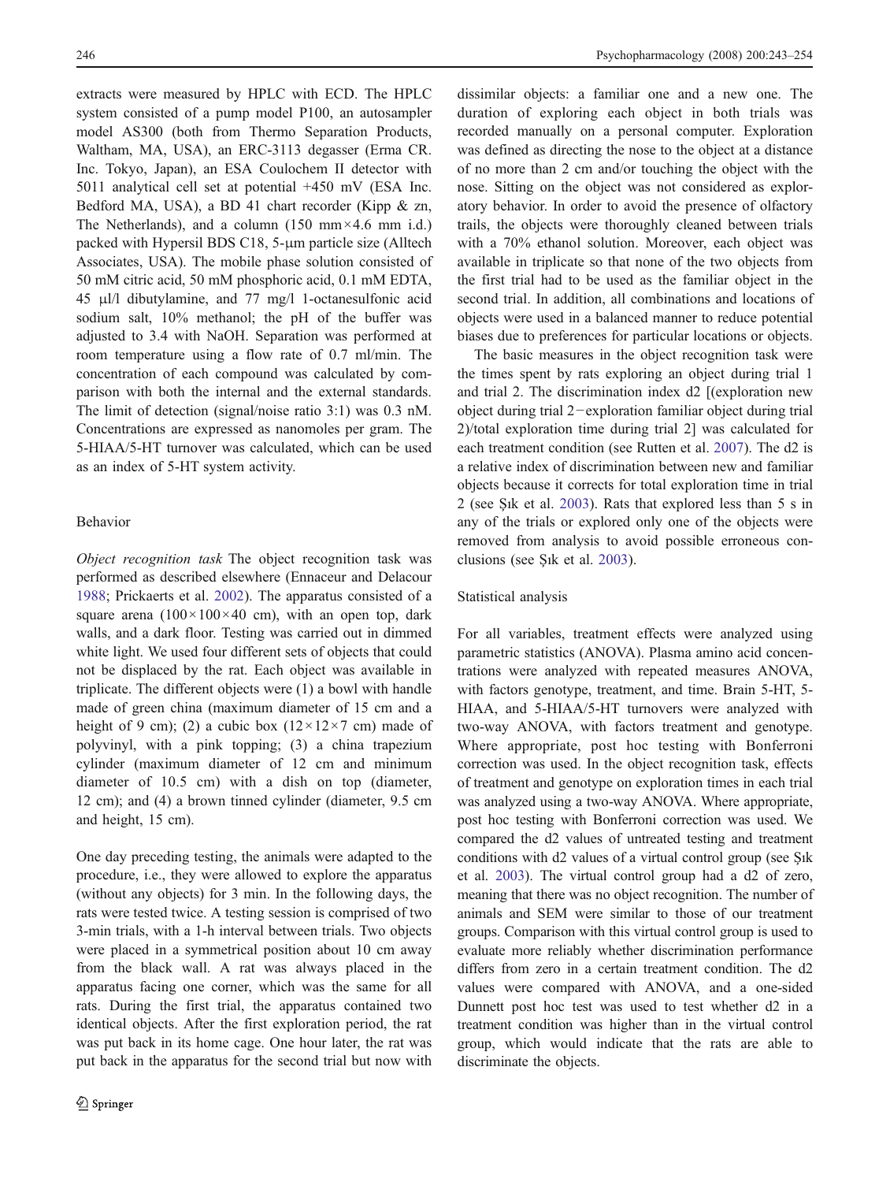extracts were measured by HPLC with ECD. The HPLC system consisted of a pump model P100, an autosampler model AS300 (both from Thermo Separation Products, Waltham, MA, USA), an ERC-3113 degasser (Erma CR. Inc. Tokyo, Japan), an ESA Coulochem II detector with 5011 analytical cell set at potential +450 mV (ESA Inc. Bedford MA, USA), a BD 41 chart recorder (Kipp & zn, The Netherlands), and a column (150 mm×4.6 mm i.d.) packed with Hypersil BDS C18, 5-μm particle size (Alltech Associates, USA). The mobile phase solution consisted of 50 mM citric acid, 50 mM phosphoric acid, 0.1 mM EDTA, 45 μl/l dibutylamine, and 77 mg/l 1-octanesulfonic acid sodium salt, 10% methanol; the pH of the buffer was adjusted to 3.4 with NaOH. Separation was performed at room temperature using a flow rate of 0.7 ml/min. The concentration of each compound was calculated by comparison with both the internal and the external standards. The limit of detection (signal/noise ratio 3:1) was 0.3 nM. Concentrations are expressed as nanomoles per gram. The 5-HIAA/5-HT turnover was calculated, which can be used as an index of 5-HT system activity.

### Behavior

*Object recognition task* The object recognition task was performed as described elsewhere (Ennaceur and Delacour 1988; Prickaerts et al. 2002). The apparatus consisted of a square arena (100×100×40 cm), with an open top, dark walls, and a dark floor. Testing was carried out in dimmed white light. We used four different sets of objects that could not be displaced by the rat. Each object was available in triplicate. The different objects were (1) a bowl with handle made of green china (maximum diameter of 15 cm and a height of 9 cm); (2) a cubic box (12×12×7 cm) made of polyvinyl, with a pink topping; (3) a china trapezium cylinder (maximum diameter of 12 cm and minimum diameter of 10.5 cm) with a dish on top (diameter, 12 cm); and (4) a brown tinned cylinder (diameter, 9.5 cm and height, 15 cm).

One day preceding testing, the animals were adapted to the procedure, i.e., they were allowed to explore the apparatus (without any objects) for 3 min. In the following days, the rats were tested twice. A testing session is comprised of two 3-min trials, with a 1-h interval between trials. Two objects were placed in a symmetrical position about 10 cm away from the black wall. A rat was always placed in the apparatus facing one corner, which was the same for all rats. During the first trial, the apparatus contained two identical objects. After the first exploration period, the rat was put back in its home cage. One hour later, the rat was put back in the apparatus for the second trial but now with dissimilar objects: a familiar one and a new one. The duration of exploring each object in both trials was recorded manually on a personal computer. Exploration was defined as directing the nose to the object at a distance of no more than 2 cm and/or touching the object with the nose. Sitting on the object was not considered as exploratory behavior. In order to avoid the presence of olfactory trails, the objects were thoroughly cleaned between trials with a 70% ethanol solution. Moreover, each object was available in triplicate so that none of the two objects from the first trial had to be used as the familiar object in the second trial. In addition, all combinations and locations of objects were used in a balanced manner to reduce potential biases due to preferences for particular locations or objects.

The basic measures in the object recognition task were the times spent by rats exploring an object during trial 1 and trial 2. The discrimination index d2 [(exploration new object during trial 2−exploration familiar object during trial 2)/total exploration time during trial 2] was calculated for each treatment condition (see Rutten et al. 2007). The d2 is a relative index of discrimination between new and familiar objects because it corrects for total exploration time in trial 2 (see Şık et al. 2003). Rats that explored less than 5 s in any of the trials or explored only one of the objects were removed from analysis to avoid possible erroneous conclusions (see Şık et al. 2003).

### Statistical analysis

For all variables, treatment effects were analyzed using parametric statistics (ANOVA). Plasma amino acid concentrations were analyzed with repeated measures ANOVA, with factors genotype, treatment, and time. Brain 5-HT, 5-HIAA, and 5-HIAA/5-HT turnovers were analyzed with two-way ANOVA, with factors treatment and genotype. Where appropriate, post hoc testing with Bonferroni correction was used. In the object recognition task, effects of treatment and genotype on exploration times in each trial was analyzed using a two-way ANOVA. Where appropriate, post hoc testing with Bonferroni correction was used. We compared the d2 values of untreated testing and treatment conditions with d2 values of a virtual control group (see Şık et al. 2003). The virtual control group had a d2 of zero, meaning that there was no object recognition. The number of animals and SEM were similar to those of our treatment groups. Comparison with this virtual control group is used to evaluate more reliably whether discrimination performance differs from zero in a certain treatment condition. The d2 values were compared with ANOVA, and a one-sided Dunnett post hoc test was used to test whether d2 in a treatment condition was higher than in the virtual control group, which would indicate that the rats are able to discriminate the objects.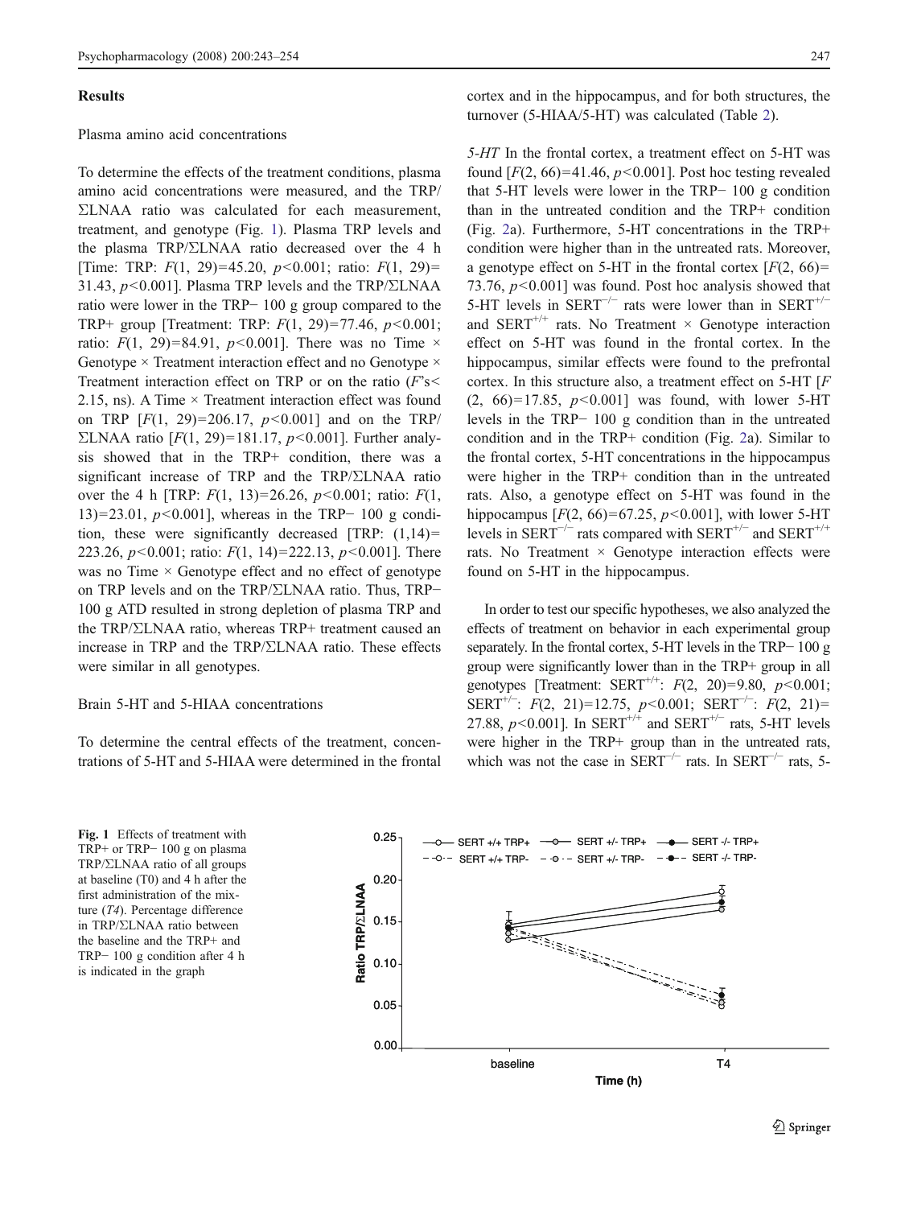## Results

### Plasma amino acid concentrations

To determine the effects of the treatment conditions, plasma amino acid concentrations were measured, and the TRP/ΣLNAA ratio was calculated for each measurement, treatment, and genotype (Fig. 1). Plasma TRP levels and the plasma TRP/ΣLNAA ratio decreased over the 4 h [Time: TRP: $F(1, 29)=45.20$, $p<0.001$; ratio: $F(1, 29)=31.43$, $p<0.001$]. Plasma TRP levels and the TRP/ΣLNAA ratio were lower in the TRP− 100 g group compared to the TRP+ group [Treatment: TRP: $F(1, 29)=77.46$, $p<0.001$; ratio: $F(1, 29)=84.91$, $p<0.001$]. There was no Time × Genotype × Treatment interaction effect and no Genotype × Treatment interaction effect on TRP or on the ratio ($F$'s< 2.15, ns). A Time × Treatment interaction effect was found on TRP [$F(1, 29)=206.17$, $p<0.001$] and on the TRP/ΣLNAA ratio [$F(1, 29)=181.17$, $p<0.001$]. Further analysis showed that in the TRP+ condition, there was a significant increase of TRP and the TRP/ΣLNAA ratio over the 4 h [TRP: $F(1, 13)=26.26$, $p<0.001$; ratio: $F(1, 13)=23.01$, $p<0.001$], whereas in the TRP− 100 g condition, these were significantly decreased [TRP: $(1,14)=223.26$, $p<0.001$; ratio: $F(1, 14)=222.13$, $p<0.001$]. There was no Time × Genotype effect and no effect of genotype on TRP levels and on the TRP/ΣLNAA ratio. Thus, TRP− 100 g ATD resulted in strong depletion of plasma TRP and the TRP/ΣLNAA ratio, whereas TRP+ treatment caused an increase in TRP and the TRP/ΣLNAA ratio. These effects were similar in all genotypes.

### Brain 5-HT and 5-HIAA concentrations

To determine the central effects of the treatment, concentrations of 5-HT and 5-HIAA were determined in the frontal cortex and in the hippocampus, and for both structures, the turnover (5-HIAA/5-HT) was calculated (Table 2).

*5-HT* In the frontal cortex, a treatment effect on 5-HT was found [$F(2, 66)=41.46$, $p<0.001$]. Post hoc testing revealed that 5-HT levels were lower in the TRP− 100 g condition than in the untreated condition and the TRP+ condition (Fig. 2a). Furthermore, 5-HT concentrations in the TRP+ condition were higher than in the untreated rats. Moreover, a genotype effect on 5-HT in the frontal cortex [$F(2, 66)=73.76$, $p<0.001$] was found. Post hoc analysis showed that 5-HT levels in SERT$^{-/-}$ rats were lower than in SERT$^{+/-}$ and SERT$^{+/+}$ rats. No Treatment × Genotype interaction effect on 5-HT was found in the frontal cortex. In the hippocampus, similar effects were found to the prefrontal cortex. In this structure also, a treatment effect on 5-HT [$F(2, 66)=17.85$, $p<0.001$] was found, with lower 5-HT levels in the TRP− 100 g condition than in the untreated condition and in the TRP+ condition (Fig. 2a). Similar to the frontal cortex, 5-HT concentrations in the hippocampus were higher in the TRP+ condition than in the untreated rats. Also, a genotype effect on 5-HT was found in the hippocampus [$F(2, 66)=67.25$, $p<0.001$], with lower 5-HT levels in SERT$^{-/-}$ rats compared with SERT$^{+/-}$ and SERT$^{+/+}$ rats. No Treatment × Genotype interaction effects were found on 5-HT in the hippocampus.

In order to test our specific hypotheses, we also analyzed the effects of treatment on behavior in each experimental group separately. In the frontal cortex, 5-HT levels in the TRP− 100 g group were significantly lower than in the TRP+ group in all genotypes [Treatment: SERT$^{+/+}$: $F(2, 20)=9.80$, $p<0.001$; SERT$^{+/-}$: $F(2, 21)=12.75$, $p<0.001$; SERT$^{-/-}$: $F(2, 21)=27.88$, $p<0.001$]. In SERT$^{+/+}$ and SERT$^{+/-}$ rats, 5-HT levels were higher in the TRP+ group than in the untreated rats, which was not the case in SERT$^{-/-}$ rats. In SERT$^{-/-}$ rats, 5-

**Fig. 1** Effects of treatment with TRP+ or TRP− 100 g on plasma TRP/ΣLNAA ratio of all groups at baseline (T0) and 4 h after the first administration of the mixture (*T4*). Percentage difference in TRP/ΣLNAA ratio between the baseline and the TRP+ and TRP− 100 g condition after 4 h is indicated in the graph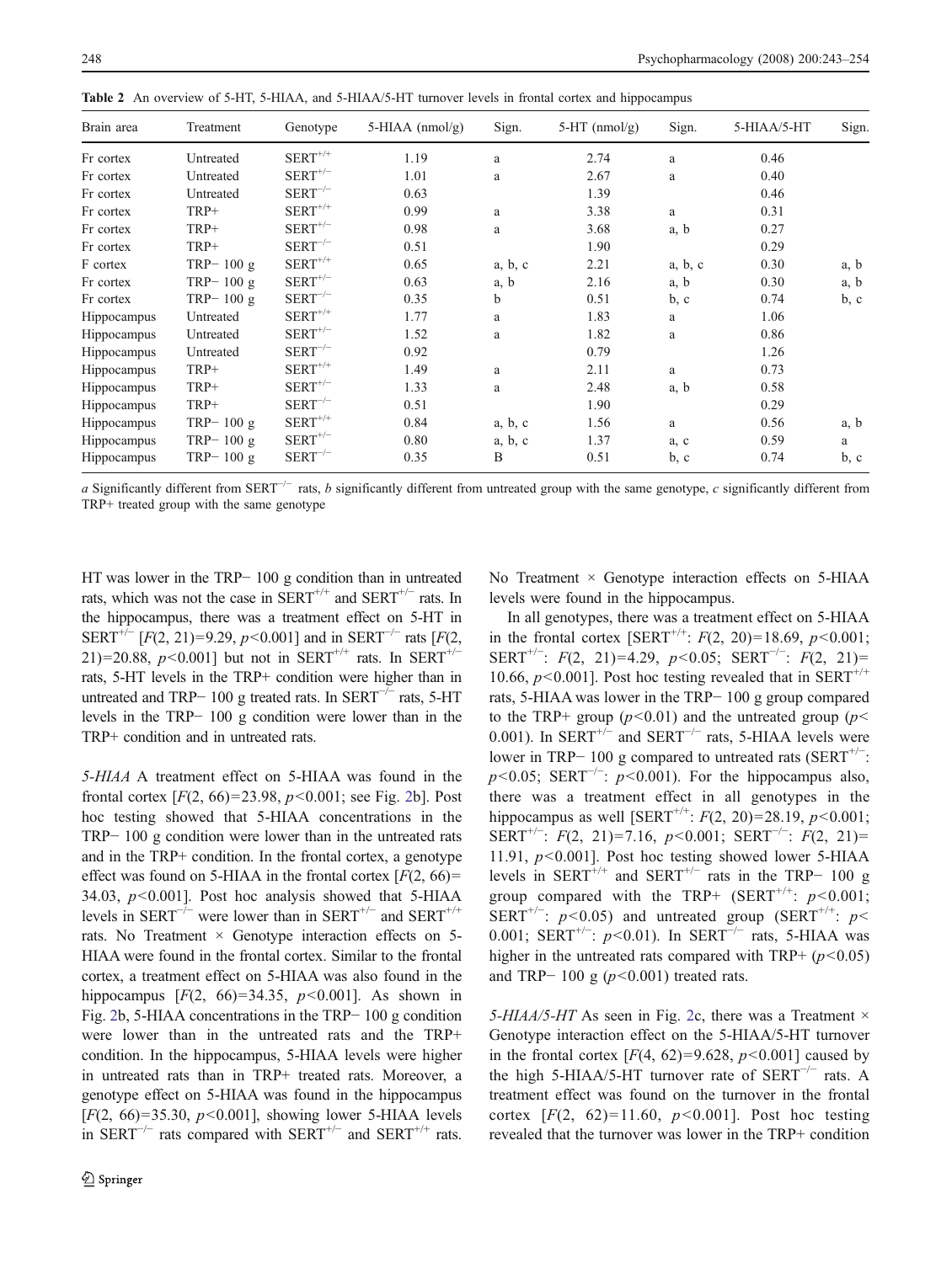**Table 2** An overview of 5-HT, 5-HIAA, and 5-HIAA/5-HT turnover levels in frontal cortex and hippocampus

| Brain area | Treatment | Genotype | 5-HIAA (nmol/g) | Sign. | 5-HT (nmol/g) | Sign. | 5-HIAA/5-HT | Sign. |
|---|---|---|---|---|---|---|---|---|
| Fr cortex | Untreated | $SERT^{+/+}$ | 1.19 | a | 2.74 | a | 0.46 | |
| Fr cortex | Untreated | $SERT^{+/-}$ | 1.01 | a | 2.67 | a | 0.40 | |
| Fr cortex | Untreated | $SERT^{-/-}$ | 0.63 | | 1.39 | | 0.46 | |
| Fr cortex | TRP+ | $SERT^{+/+}$ | 0.99 | a | 3.38 | a | 0.31 | |
| Fr cortex | TRP+ | $SERT^{+/-}$ | 0.98 | a | 3.68 | a, b | 0.27 | |
| Fr cortex | TRP+ | $SERT^{-/-}$ | 0.51 | | 1.90 | | 0.29 | |
| F cortex | TRP− 100 g | $SERT^{+/+}$ | 0.65 | a, b, c | 2.21 | a, b, c | 0.30 | a, b |
| Fr cortex | TRP− 100 g | $SERT^{+/-}$ | 0.63 | a, b | 2.16 | a, b | 0.30 | a, b |
| Fr cortex | TRP− 100 g | $SERT^{-/-}$ | 0.35 | b | 0.51 | b, c | 0.74 | b, c |
| Hippocampus | Untreated | $SERT^{+/+}$ | 1.77 | a | 1.83 | a | 1.06 | |
| Hippocampus | Untreated | $SERT^{+/-}$ | 1.52 | a | 1.82 | a | 0.86 | |
| Hippocampus | Untreated | $SERT^{-/-}$ | 0.92 | | 0.79 | | 1.26 | |
| Hippocampus | TRP+ | $SERT^{+/+}$ | 1.49 | a | 2.11 | a | 0.73 | |
| Hippocampus | TRP+ | $SERT^{+/-}$ | 1.33 | a | 2.48 | a, b | 0.58 | |
| Hippocampus | TRP+ | $SERT^{-/-}$ | 0.51 | | 1.90 | | 0.29 | |
| Hippocampus | TRP− 100 g | $SERT^{+/+}$ | 0.84 | a, b, c | 1.56 | a | 0.56 | a, b |
| Hippocampus | TRP− 100 g | $SERT^{+/-}$ | 0.80 | a, b, c | 1.37 | a, c | 0.59 | a |
| Hippocampus | TRP− 100 g | $SERT^{-/-}$ | 0.35 | B | 0.51 | b, c | 0.74 | b, c |

*a* Significantly different from $SERT^{-/-}$ rats, *b* significantly different from untreated group with the same genotype, *c* significantly different from TRP+ treated group with the same genotype

HT was lower in the TRP− 100 g condition than in untreated rats, which was not the case in $SERT^{+/+}$ and $SERT^{+/-}$ rats. In the hippocampus, there was a treatment effect on 5-HT in $SERT^{+/-}$ [$F(2, 21)=9.29$, $p<0.001$] and in $SERT^{-/-}$ rats [$F(2, 21)=20.88$, $p<0.001$] but not in $SERT^{+/+}$ rats. In $SERT^{+/-}$ rats, 5-HT levels in the TRP+ condition were higher than in untreated and TRP− 100 g treated rats. In $SERT^{-/-}$ rats, 5-HT levels in the TRP− 100 g condition were lower than in the TRP+ condition and in untreated rats.

*5-HIAA* A treatment effect on 5-HIAA was found in the frontal cortex [$F(2, 66)=23.98$, $p<0.001$; see Fig. 2b]. Post hoc testing showed that 5-HIAA concentrations in the TRP− 100 g condition were lower than in the untreated rats and in the TRP+ condition. In the frontal cortex, a genotype effect was found on 5-HIAA in the frontal cortex [$F(2, 66)=34.03$, $p<0.001$]. Post hoc analysis showed that 5-HIAA levels in $SERT^{-/-}$ were lower than in $SERT^{+/-}$ and $SERT^{+/+}$ rats. No Treatment × Genotype interaction effects on 5-HIAA were found in the frontal cortex. Similar to the frontal cortex, a treatment effect on 5-HIAA was also found in the hippocampus [$F(2, 66)=34.35$, $p<0.001$]. As shown in Fig. 2b, 5-HIAA concentrations in the TRP− 100 g condition were lower than in the untreated rats and the TRP+ condition. In the hippocampus, 5-HIAA levels were higher in untreated rats than in TRP+ treated rats. Moreover, a genotype effect on 5-HIAA was found in the hippocampus [$F(2, 66)=35.30$, $p<0.001$], showing lower 5-HIAA levels in $SERT^{-/-}$ rats compared with $SERT^{+/-}$ and $SERT^{+/+}$ rats. No Treatment × Genotype interaction effects on 5-HIAA levels were found in the hippocampus.

In all genotypes, there was a treatment effect on 5-HIAA in the frontal cortex [$SERT^{+/+}$: $F(2, 20)=18.69$, $p<0.001$; $SERT^{+/-}$: $F(2, 21)=4.29$, $p<0.05$; $SERT^{-/-}$: $F(2, 21)=10.66$, $p<0.001$]. Post hoc testing revealed that in $SERT^{+/+}$ rats, 5-HIAA was lower in the TRP− 100 g group compared to the TRP+ group ($p<0.01$) and the untreated group ($p<0.001$). In $SERT^{+/-}$ and $SERT^{-/-}$ rats, 5-HIAA levels were lower in TRP− 100 g compared to untreated rats ($SERT^{+/-}$: $p<0.05$; $SERT^{-/-}$: $p<0.001$). For the hippocampus also, there was a treatment effect in all genotypes in the hippocampus as well [$SERT^{+/+}$: $F(2, 20)=28.19$, $p<0.001$; $SERT^{+/-}$: $F(2, 21)=7.16$, $p<0.001$; $SERT^{-/-}$: $F(2, 21)=11.91$, $p<0.001$]. Post hoc testing showed lower 5-HIAA levels in $SERT^{+/+}$ and $SERT^{+/-}$ rats in the TRP− 100 g group compared with the TRP+ ($SERT^{+/+}$: $p<0.001$; $SERT^{+/-}$: $p<0.05$) and untreated group ($SERT^{+/+}$: $p<0.001$; $SERT^{+/-}$: $p<0.01$). In $SERT^{-/-}$ rats, 5-HIAA was higher in the untreated rats compared with TRP+ ($p<0.05$) and TRP− 100 g ($p<0.001$) treated rats.

*5-HIAA/5-HT* As seen in Fig. 2c, there was a Treatment × Genotype interaction effect on the 5-HIAA/5-HT turnover in the frontal cortex [$F(4, 62)=9.628$, $p<0.001$] caused by the high 5-HIAA/5-HT turnover rate of $SERT^{-/-}$ rats. A treatment effect was found on the turnover in the frontal cortex [$F(2, 62)=11.60$, $p<0.001$]. Post hoc testing revealed that the turnover was lower in the TRP+ condition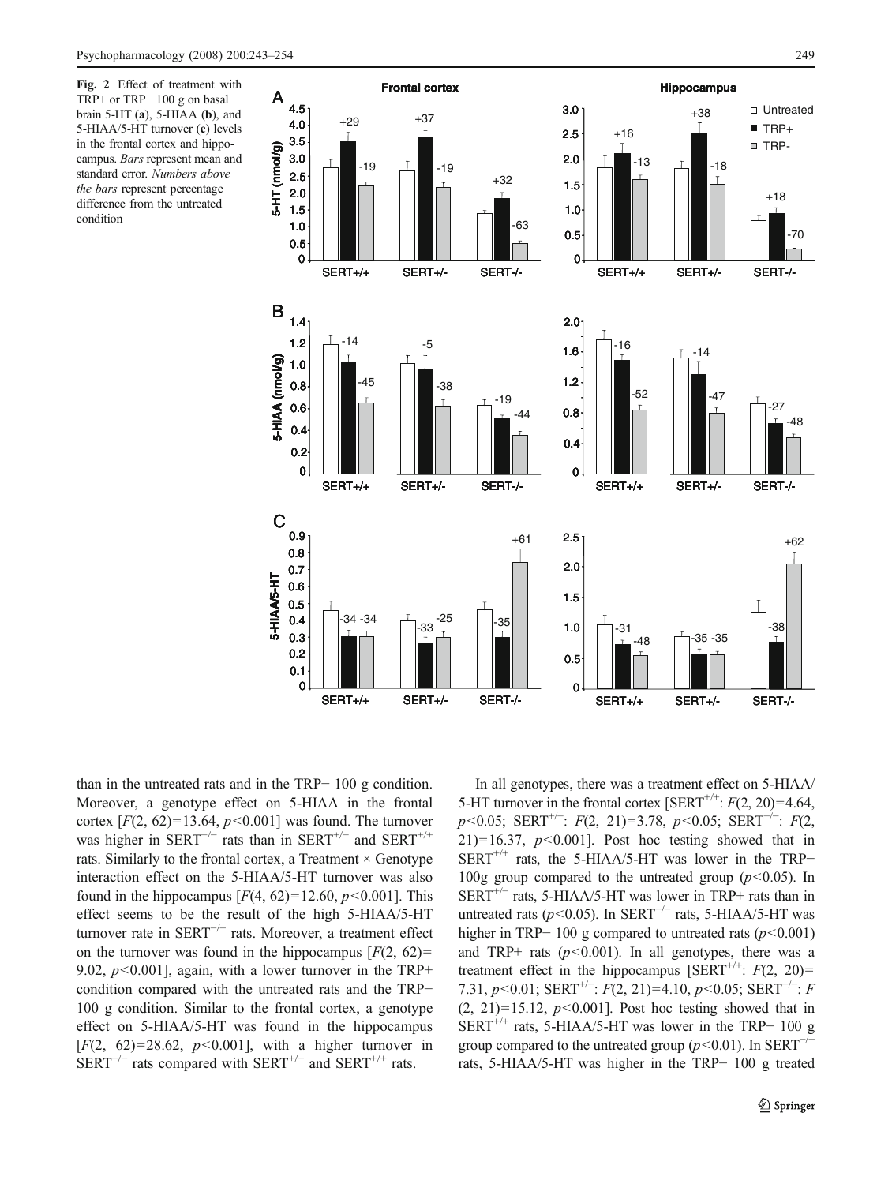**Fig. 2** Effect of treatment with TRP+ or TRP− 100 g on basal brain 5-HT (**a**), 5-HIAA (**b**), and 5-HIAA/5-HT turnover (**c**) levels in the frontal cortex and hippocampus. *Bars* represent mean and standard error. *Numbers above the bars* represent percentage difference from the untreated condition

than in the untreated rats and in the TRP− 100 g condition. Moreover, a genotype effect on 5-HIAA in the frontal cortex [$F(2, 62)=13.64$, $p<0.001$] was found. The turnover was higher in SERT$^{-/-}$ rats than in SERT$^{+/-}$ and SERT$^{+/+}$ rats. Similarly to the frontal cortex, a Treatment × Genotype interaction effect on the 5-HIAA/5-HT turnover was also found in the hippocampus [$F(4, 62)=12.60$, $p<0.001$]. This effect seems to be the result of the high 5-HIAA/5-HT turnover rate in SERT$^{-/-}$ rats. Moreover, a treatment effect on the turnover was found in the hippocampus [$F(2, 62)=9.02$, $p<0.001$], again, with a lower turnover in the TRP+ condition compared with the untreated rats and the TRP− 100 g condition. Similar to the frontal cortex, a genotype effect on 5-HIAA/5-HT was found in the hippocampus [$F(2, 62)=28.62$, $p<0.001$], with a higher turnover in SERT$^{-/-}$ rats compared with SERT$^{+/-}$ and SERT$^{+/+}$ rats.

In all genotypes, there was a treatment effect on 5-HIAA/5-HT turnover in the frontal cortex [SERT$^{+/+}$: $F(2, 20)=4.64$, $p<0.05$; SERT$^{+/-}$: $F(2, 21)=3.78$, $p<0.05$; SERT$^{-/-}$: $F(2, 21)=16.37$, $p<0.001$]. Post hoc testing showed that in SERT$^{+/+}$ rats, the 5-HIAA/5-HT was lower in the TRP− 100g group compared to the untreated group ($p<0.05$). In SERT$^{+/-}$ rats, 5-HIAA/5-HT was lower in TRP+ rats than in untreated rats ($p<0.05$). In SERT$^{-/-}$ rats, 5-HIAA/5-HT was higher in TRP− 100 g compared to untreated rats ($p<0.001$) and TRP+ rats ($p<0.001$). In all genotypes, there was a treatment effect in the hippocampus [SERT$^{+/+}$: $F(2, 20)=7.31$, $p<0.01$; SERT$^{+/-}$: $F(2, 21)=4.10$, $p<0.05$; SERT$^{-/-}$: $F(2, 21)=15.12$, $p<0.001$]. Post hoc testing showed that in SERT$^{+/+}$ rats, 5-HIAA/5-HT was lower in the TRP− 100 g group compared to the untreated group ($p<0.01$). In SERT$^{-/-}$ rats, 5-HIAA/5-HT was higher in the TRP− 100 g treated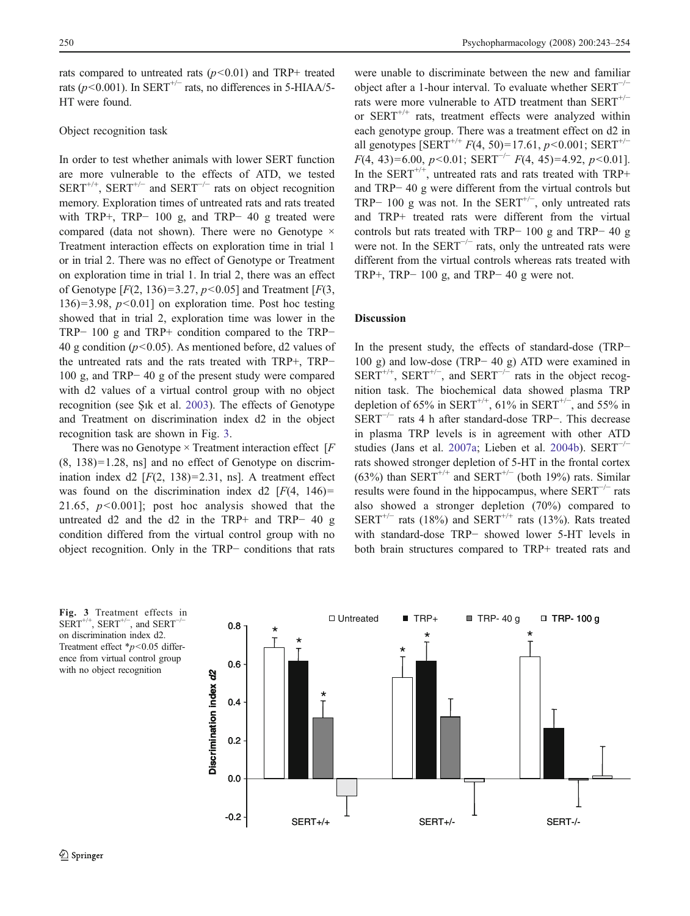rats compared to untreated rats ($p<0.01$) and TRP+ treated rats ($p<0.001$). In SERT$^{+/-}$ rats, no differences in 5-HIAA/5-HT were found.

### Object recognition task

In order to test whether animals with lower SERT function are more vulnerable to the effects of ATD, we tested SERT$^{+/+}$, SERT$^{+/-}$ and SERT$^{-/-}$ rats on object recognition memory. Exploration times of untreated rats and rats treated with TRP+, TRP− 100 g, and TRP− 40 g treated were compared (data not shown). There were no Genotype × Treatment interaction effects on exploration time in trial 1 or in trial 2. There was no effect of Genotype or Treatment on exploration time in trial 1. In trial 2, there was an effect of Genotype [$F(2, 136)=3.27$, $p<0.05$] and Treatment [$F(3, 136)=3.98$, $p<0.01$] on exploration time. Post hoc testing showed that in trial 2, exploration time was lower in the TRP− 100 g and TRP+ condition compared to the TRP− 40 g condition ($p<0.05$). As mentioned before, d2 values of the untreated rats and the rats treated with TRP+, TRP− 100 g, and TRP− 40 g of the present study were compared with d2 values of a virtual control group with no object recognition (see Şık et al. 2003). The effects of Genotype and Treatment on discrimination index d2 in the object recognition task are shown in Fig. 3.

There was no Genotype × Treatment interaction effect [$F(8, 138)=1.28$, ns] and no effect of Genotype on discrimination index d2 [$F(2, 138)=2.31$, ns]. A treatment effect was found on the discrimination index d2 [$F(4, 146)=21.65$, $p<0.001$]; post hoc analysis showed that the untreated d2 and the d2 in the TRP+ and TRP− 40 g condition differed from the virtual control group with no object recognition. Only in the TRP− conditions that rats were unable to discriminate between the new and familiar object after a 1-hour interval. To evaluate whether SERT$^{-/-}$ rats were more vulnerable to ATD treatment than SERT$^{+/-}$ or SERT$^{+/+}$ rats, treatment effects were analyzed within each genotype group. There was a treatment effect on d2 in all genotypes [SERT$^{+/+}$ $F(4, 50)=17.61$, $p<0.001$; SERT$^{+/-}$ $F(4, 43)=6.00$, $p<0.01$; SERT$^{-/-}$ $F(4, 45)=4.92$, $p<0.01$]. In the SERT$^{+/+}$, untreated rats and rats treated with TRP+ and TRP− 40 g were different from the virtual controls but TRP− 100 g was not. In the SERT$^{+/-}$, only untreated rats and TRP+ treated rats were different from the virtual controls but rats treated with TRP− 100 g and TRP− 40 g were not. In the SERT$^{-/-}$ rats, only the untreated rats were different from the virtual controls whereas rats treated with TRP+, TRP− 100 g, and TRP− 40 g were not.

## Discussion

In the present study, the effects of standard-dose (TRP− 100 g) and low-dose (TRP− 40 g) ATD were examined in SERT$^{+/+}$, SERT$^{+/-}$, and SERT$^{-/-}$ rats in the object recognition task. The biochemical data showed plasma TRP depletion of 65% in SERT$^{+/+}$, 61% in SERT$^{+/-}$, and 55% in SERT$^{-/-}$ rats 4 h after standard-dose TRP−. This decrease in plasma TRP levels is in agreement with other ATD studies (Jans et al. 2007a; Lieben et al. 2004b). SERT$^{-/-}$ rats showed stronger depletion of 5-HT in the frontal cortex (63%) than SERT$^{+/+}$ and SERT$^{+/-}$ (both 19%) rats. Similar results were found in the hippocampus, where SERT$^{-/-}$ rats also showed a stronger depletion (70%) compared to SERT$^{+/-}$ rats (18%) and SERT$^{+/+}$ rats (13%). Rats treated with standard-dose TRP− showed lower 5-HT levels in both brain structures compared to TRP+ treated rats and

**Fig. 3** Treatment effects in SERT$^{+/+}$, SERT$^{+/-}$, and SERT$^{-/-}$ on discrimination index d2. Treatment effect *$p<0.05$ difference from virtual control group with no object recognition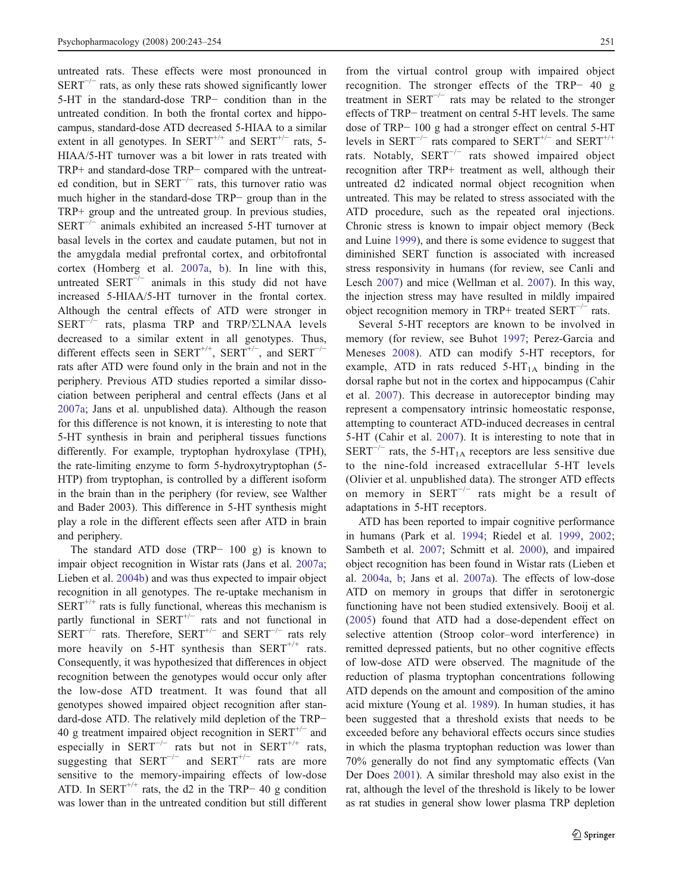untreated rats. These effects were most pronounced in $SERT^{-/-}$ rats, as only these rats showed significantly lower 5-HT in the standard-dose TRP− condition than in the untreated condition. In both the frontal cortex and hippocampus, standard-dose ATD decreased 5-HIAA to a similar extent in all genotypes. In $SERT^{+/+}$ and $SERT^{+/-}$ rats, 5-HIAA/5-HT turnover was a bit lower in rats treated with TRP+ and standard-dose TRP− compared with the untreated condition, but in $SERT^{-/-}$ rats, this turnover ratio was much higher in the standard-dose TRP− group than in the TRP+ group and the untreated group. In previous studies, $SERT^{-/-}$ animals exhibited an increased 5-HT turnover at basal levels in the cortex and caudate putamen, but not in the amygdala medial prefrontal cortex, and orbitofrontal cortex (Homberg et al. 2007a, b). In line with this, untreated $SERT^{-/-}$ animals in this study did not have increased 5-HIAA/5-HT turnover in the frontal cortex. Although the central effects of ATD were stronger in $SERT^{-/-}$ rats, plasma TRP and TRP/ΣLNAA levels decreased to a similar extent in all genotypes. Thus, different effects seen in $SERT^{+/+}$, $SERT^{+/-}$, and $SERT^{-/-}$ rats after ATD were found only in the brain and not in the periphery. Previous ATD studies reported a similar dissociation between peripheral and central effects (Jans et al 2007a; Jans et al. unpublished data). Although the reason for this difference is not known, it is interesting to note that 5-HT synthesis in brain and peripheral tissues functions differently. For example, tryptophan hydroxylase (TPH), the rate-limiting enzyme to form 5-hydroxytryptophan (5-HTP) from tryptophan, is controlled by a different isoform in the brain than in the periphery (for review, see Walther and Bader 2003). This difference in 5-HT synthesis might play a role in the different effects seen after ATD in brain and periphery.

The standard ATD dose (TRP− 100 g) is known to impair object recognition in Wistar rats (Jans et al. 2007a; Lieben et al. 2004b) and was thus expected to impair object recognition in all genotypes. The re-uptake mechanism in $SERT^{+/+}$ rats is fully functional, whereas this mechanism is partly functional in $SERT^{+/-}$ rats and not functional in $SERT^{-/-}$ rats. Therefore, $SERT^{+/-}$ and $SERT^{-/-}$ rats rely more heavily on 5-HT synthesis than $SERT^{+/+}$ rats. Consequently, it was hypothesized that differences in object recognition between the genotypes would occur only after the low-dose ATD treatment. It was found that all genotypes showed impaired object recognition after standard-dose ATD. The relatively mild depletion of the TRP− 40 g treatment impaired object recognition in $SERT^{+/-}$ and especially in $SERT^{-/-}$ rats but not in $SERT^{+/+}$ rats, suggesting that $SERT^{-/-}$ and $SERT^{+/-}$ rats are more sensitive to the memory-impairing effects of low-dose ATD. In $SERT^{+/+}$ rats, the d2 in the TRP− 40 g condition was lower than in the untreated condition but still different from the virtual control group with impaired object recognition. The stronger effects of the TRP− 40 g treatment in $SERT^{-/-}$ rats may be related to the stronger effects of TRP− treatment on central 5-HT levels. The same dose of TRP− 100 g had a stronger effect on central 5-HT levels in $SERT^{-/-}$ rats compared to $SERT^{+/-}$ and $SERT^{+/+}$ rats. Notably, $SERT^{-/-}$ rats showed impaired object recognition after TRP+ treatment as well, although their untreated d2 indicated normal object recognition when untreated. This may be related to stress associated with the ATD procedure, such as the repeated oral injections. Chronic stress is known to impair object memory (Beck and Luine 1999), and there is some evidence to suggest that diminished SERT function is associated with increased stress responsivity in humans (for review, see Canli and Lesch 2007) and mice (Wellman et al. 2007). In this way, the injection stress may have resulted in mildly impaired object recognition memory in TRP+ treated $SERT^{-/-}$ rats.

Several 5-HT receptors are known to be involved in memory (for review, see Buhot 1997; Perez-Garcia and Meneses 2008). ATD can modify 5-HT receptors, for example, ATD in rats reduced $5\text{-}HT_{1A}$ binding in the dorsal raphe but not in the cortex and hippocampus (Cahir et al. 2007). This decrease in autoreceptor binding may represent a compensatory intrinsic homeostatic response, attempting to counteract ATD-induced decreases in central 5-HT (Cahir et al. 2007). It is interesting to note that in $SERT^{-/-}$ rats, the $5\text{-}HT_{1A}$ receptors are less sensitive due to the nine-fold increased extracellular 5-HT levels (Olivier et al. unpublished data). The stronger ATD effects on memory in $SERT^{-/-}$ rats might be a result of adaptations in 5-HT receptors.

ATD has been reported to impair cognitive performance in humans (Park et al. 1994; Riedel et al. 1999, 2002; Sambeth et al. 2007; Schmitt et al. 2000), and impaired object recognition has been found in Wistar rats (Lieben et al. 2004a, b; Jans et al. 2007a). The effects of low-dose ATD on memory in groups that differ in serotonergic functioning have not been studied extensively. Booij et al. (2005) found that ATD had a dose-dependent effect on selective attention (Stroop color–word interference) in remitted depressed patients, but no other cognitive effects of low-dose ATD were observed. The magnitude of the reduction of plasma tryptophan concentrations following ATD depends on the amount and composition of the amino acid mixture (Young et al. 1989). In human studies, it has been suggested that a threshold exists that needs to be exceeded before any behavioral effects occurs since studies in which the plasma tryptophan reduction was lower than 70% generally do not find any symptomatic effects (Van Der Does 2001). A similar threshold may also exist in the rat, although the level of the threshold is likely to be lower as rat studies in general show lower plasma TRP depletion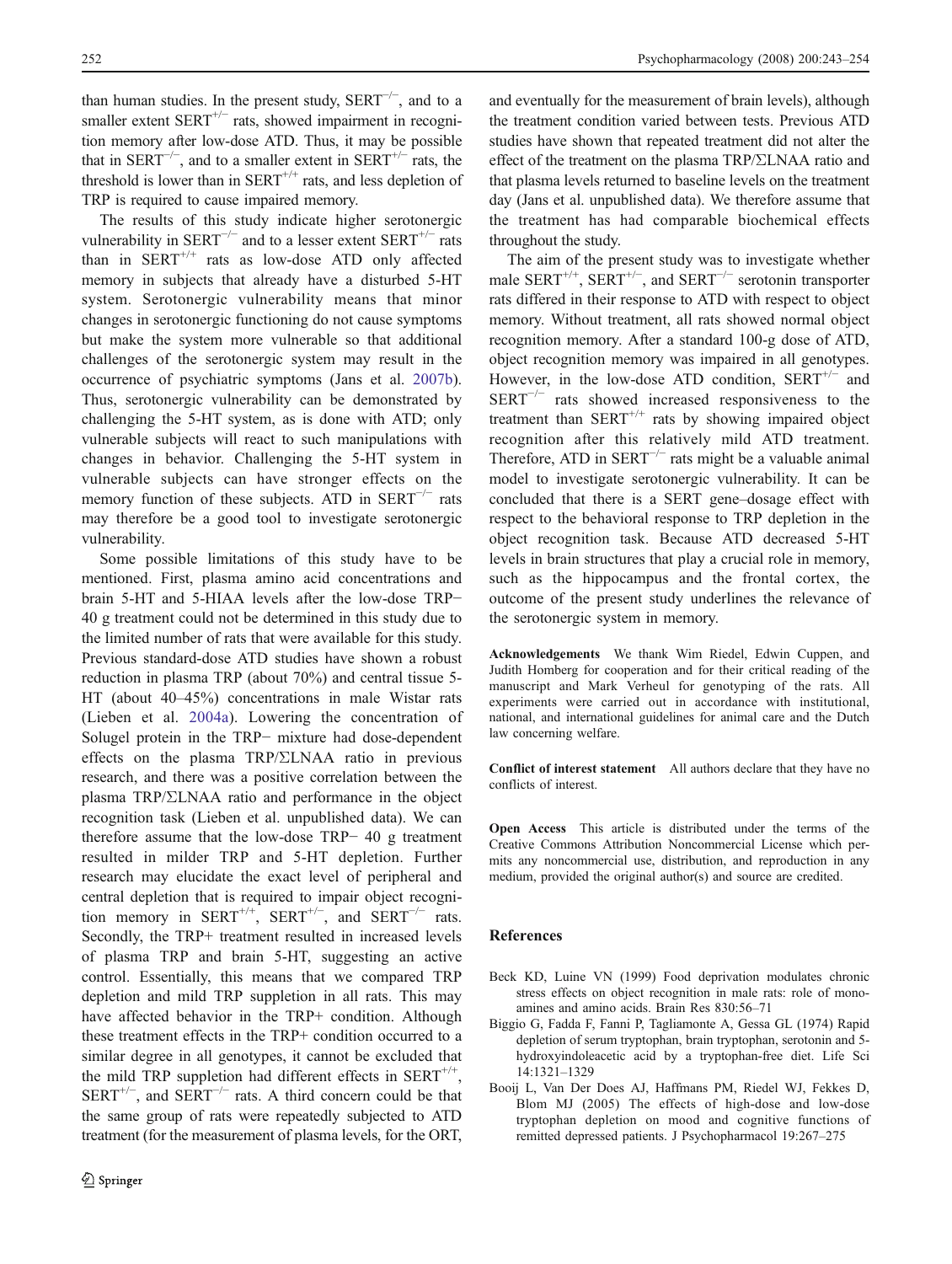than human studies. In the present study, SERT$^{-/-}$, and to a smaller extent SERT$^{+/-}$ rats, showed impairment in recognition memory after low-dose ATD. Thus, it may be possible that in SERT$^{-/-}$, and to a smaller extent in SERT$^{+/-}$ rats, the threshold is lower than in SERT$^{+/+}$ rats, and less depletion of TRP is required to cause impaired memory.

The results of this study indicate higher serotonergic vulnerability in SERT$^{-/-}$ and to a lesser extent SERT$^{+/-}$ rats than in SERT$^{+/+}$ rats as low-dose ATD only affected memory in subjects that already have a disturbed 5-HT system. Serotonergic vulnerability means that minor changes in serotonergic functioning do not cause symptoms but make the system more vulnerable so that additional challenges of the serotonergic system may result in the occurrence of psychiatric symptoms (Jans et al. 2007b). Thus, serotonergic vulnerability can be demonstrated by challenging the 5-HT system, as is done with ATD; only vulnerable subjects will react to such manipulations with changes in behavior. Challenging the 5-HT system in vulnerable subjects can have stronger effects on the memory function of these subjects. ATD in SERT$^{-/-}$ rats may therefore be a good tool to investigate serotonergic vulnerability.

Some possible limitations of this study have to be mentioned. First, plasma amino acid concentrations and brain 5-HT and 5-HIAA levels after the low-dose TRP− 40 g treatment could not be determined in this study due to the limited number of rats that were available for this study. Previous standard-dose ATD studies have shown a robust reduction in plasma TRP (about 70%) and central tissue 5-HT (about 40–45%) concentrations in male Wistar rats (Lieben et al. 2004a). Lowering the concentration of Solugel protein in the TRP− mixture had dose-dependent effects on the plasma TRP/ΣLNAA ratio in previous research, and there was a positive correlation between the plasma TRP/ΣLNAA ratio and performance in the object recognition task (Lieben et al. unpublished data). We can therefore assume that the low-dose TRP− 40 g treatment resulted in milder TRP and 5-HT depletion. Further research may elucidate the exact level of peripheral and central depletion that is required to impair object recognition memory in SERT$^{+/+}$, SERT$^{+/-}$, and SERT$^{-/-}$ rats. Secondly, the TRP+ treatment resulted in increased levels of plasma TRP and brain 5-HT, suggesting an active control. Essentially, this means that we compared TRP depletion and mild TRP suppletion in all rats. This may have affected behavior in the TRP+ condition. Although these treatment effects in the TRP+ condition occurred to a similar degree in all genotypes, it cannot be excluded that the mild TRP suppletion had different effects in SERT$^{+/+}$, SERT$^{+/-}$, and SERT$^{-/-}$ rats. A third concern could be that the same group of rats were repeatedly subjected to ATD treatment (for the measurement of plasma levels, for the ORT, and eventually for the measurement of brain levels), although the treatment condition varied between tests. Previous ATD studies have shown that repeated treatment did not alter the effect of the treatment on the plasma TRP/ΣLNAA ratio and that plasma levels returned to baseline levels on the treatment day (Jans et al. unpublished data). We therefore assume that the treatment has had comparable biochemical effects throughout the study.

The aim of the present study was to investigate whether male SERT$^{+/+}$, SERT$^{+/-}$, and SERT$^{-/-}$ serotonin transporter rats differed in their response to ATD with respect to object memory. Without treatment, all rats showed normal object recognition memory. After a standard 100-g dose of ATD, object recognition memory was impaired in all genotypes. However, in the low-dose ATD condition, SERT$^{+/-}$ and SERT$^{-/-}$ rats showed increased responsiveness to the treatment than SERT$^{+/+}$ rats by showing impaired object recognition after this relatively mild ATD treatment. Therefore, ATD in SERT$^{-/-}$ rats might be a valuable animal model to investigate serotonergic vulnerability. It can be concluded that there is a SERT gene–dosage effect with respect to the behavioral response to TRP depletion in the object recognition task. Because ATD decreased 5-HT levels in brain structures that play a crucial role in memory, such as the hippocampus and the frontal cortex, the outcome of the present study underlines the relevance of the serotonergic system in memory.

**Acknowledgements** We thank Wim Riedel, Edwin Cuppen, and Judith Homberg for cooperation and for their critical reading of the manuscript and Mark Verheul for genotyping of the rats. All experiments were carried out in accordance with institutional, national, and international guidelines for animal care and the Dutch law concerning welfare.

**Conflict of interest statement** All authors declare that they have no conflicts of interest.

**Open Access** This article is distributed under the terms of the Creative Commons Attribution Noncommercial License which permits any noncommercial use, distribution, and reproduction in any medium, provided the original author(s) and source are credited.

## References

Beck KD, Luine VN (1999) Food deprivation modulates chronic stress effects on object recognition in male rats: role of monoamines and amino acids. Brain Res 830:56–71

Biggio G, Fadda F, Fanni P, Tagliamonte A, Gessa GL (1974) Rapid depletion of serum tryptophan, brain tryptophan, serotonin and 5-hydroxyindoleacetic acid by a tryptophan-free diet. Life Sci 14:1321–1329

Booij L, Van Der Does AJ, Haffmans PM, Riedel WJ, Fekkes D, Blom MJ (2005) The effects of high-dose and low-dose tryptophan depletion on mood and cognitive functions of remitted depressed patients. J Psychopharmacol 19:267–275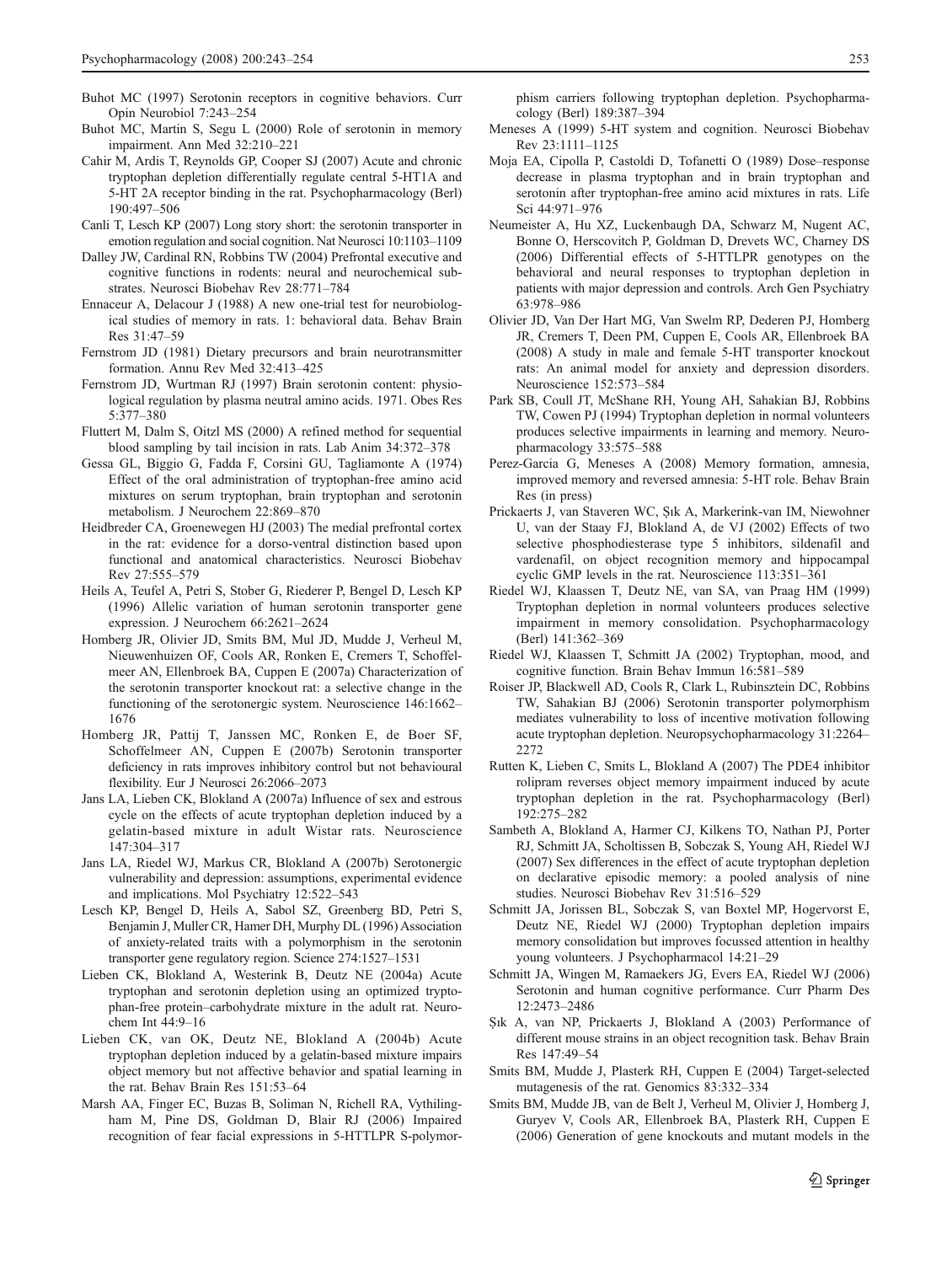Buhot MC (1997) Serotonin receptors in cognitive behaviors. Curr Opin Neurobiol 7:243–254

Buhot MC, Martin S, Segu L (2000) Role of serotonin in memory impairment. Ann Med 32:210–221

Cahir M, Ardis T, Reynolds GP, Cooper SJ (2007) Acute and chronic tryptophan depletion differentially regulate central 5-HT1A and 5-HT 2A receptor binding in the rat. Psychopharmacology (Berl) 190:497–506

Canli T, Lesch KP (2007) Long story short: the serotonin transporter in emotion regulation and social cognition. Nat Neurosci 10:1103–1109

Dalley JW, Cardinal RN, Robbins TW (2004) Prefrontal executive and cognitive functions in rodents: neural and neurochemical substrates. Neurosci Biobehav Rev 28:771–784

Ennaceur A, Delacour J (1988) A new one-trial test for neurobiological studies of memory in rats. 1: behavioral data. Behav Brain Res 31:47–59

Fernstrom JD (1981) Dietary precursors and brain neurotransmitter formation. Annu Rev Med 32:413–425

Fernstrom JD, Wurtman RJ (1997) Brain serotonin content: physiological regulation by plasma neutral amino acids. 1971. Obes Res 5:377–380

Fluttert M, Dalm S, Oitzl MS (2000) A refined method for sequential blood sampling by tail incision in rats. Lab Anim 34:372–378

Gessa GL, Biggio G, Fadda F, Corsini GU, Tagliamonte A (1974) Effect of the oral administration of tryptophan-free amino acid mixtures on serum tryptophan, brain tryptophan and serotonin metabolism. J Neurochem 22:869–870

Heidbreder CA, Groenewegen HJ (2003) The medial prefrontal cortex in the rat: evidence for a dorso-ventral distinction based upon functional and anatomical characteristics. Neurosci Biobehav Rev 27:555–579

Heils A, Teufel A, Petri S, Stober G, Riederer P, Bengel D, Lesch KP (1996) Allelic variation of human serotonin transporter gene expression. J Neurochem 66:2621–2624

Homberg JR, Olivier JD, Smits BM, Mul JD, Mudde J, Verheul M, Nieuwenhuizen OF, Cools AR, Ronken E, Cremers T, Schoffelmeer AN, Ellenbroek BA, Cuppen E (2007a) Characterization of the serotonin transporter knockout rat: a selective change in the functioning of the serotonergic system. Neuroscience 146:1662–1676

Homberg JR, Pattij T, Janssen MC, Ronken E, de Boer SF, Schoffelmeer AN, Cuppen E (2007b) Serotonin transporter deficiency in rats improves inhibitory control but not behavioural flexibility. Eur J Neurosci 26:2066–2073

Jans LA, Lieben CK, Blokland A (2007a) Influence of sex and estrous cycle on the effects of acute tryptophan depletion induced by a gelatin-based mixture in adult Wistar rats. Neuroscience 147:304–317

Jans LA, Riedel WJ, Markus CR, Blokland A (2007b) Serotonergic vulnerability and depression: assumptions, experimental evidence and implications. Mol Psychiatry 12:522–543

Lesch KP, Bengel D, Heils A, Sabol SZ, Greenberg BD, Petri S, Benjamin J, Muller CR, Hamer DH, Murphy DL (1996) Association of anxiety-related traits with a polymorphism in the serotonin transporter gene regulatory region. Science 274:1527–1531

Lieben CK, Blokland A, Westerink B, Deutz NE (2004a) Acute tryptophan and serotonin depletion using an optimized tryptophan-free protein–carbohydrate mixture in the adult rat. Neurochem Int 44:9–16

Lieben CK, van OK, Deutz NE, Blokland A (2004b) Acute tryptophan depletion induced by a gelatin-based mixture impairs object memory but not affective behavior and spatial learning in the rat. Behav Brain Res 151:53–64

Marsh AA, Finger EC, Buzas B, Soliman N, Richell RA, Vythilingham M, Pine DS, Goldman D, Blair RJ (2006) Impaired recognition of fear facial expressions in 5-HTTLPR S-polymorphism carriers following tryptophan depletion. Psychopharmacology (Berl) 189:387–394

Meneses A (1999) 5-HT system and cognition. Neurosci Biobehav Rev 23:1111–1125

Moja EA, Cipolla P, Castoldi D, Tofanetti O (1989) Dose–response decrease in plasma tryptophan and in brain tryptophan and serotonin after tryptophan-free amino acid mixtures in rats. Life Sci 44:971–976

Neumeister A, Hu XZ, Luckenbaugh DA, Schwarz M, Nugent AC, Bonne O, Herscovitch P, Goldman D, Drevets WC, Charney DS (2006) Differential effects of 5-HTTLPR genotypes on the behavioral and neural responses to tryptophan depletion in patients with major depression and controls. Arch Gen Psychiatry 63:978–986

Olivier JD, Van Der Hart MG, Van Swelm RP, Dederen PJ, Homberg JR, Cremers T, Deen PM, Cuppen E, Cools AR, Ellenbroek BA (2008) A study in male and female 5-HT transporter knockout rats: An animal model for anxiety and depression disorders. Neuroscience 152:573–584

Park SB, Coull JT, McShane RH, Young AH, Sahakian BJ, Robbins TW, Cowen PJ (1994) Tryptophan depletion in normal volunteers produces selective impairments in learning and memory. Neuropharmacology 33:575–588

Perez-Garcia G, Meneses A (2008) Memory formation, amnesia, improved memory and reversed amnesia: 5-HT role. Behav Brain Res (in press)

Prickaerts J, van Staveren WC, Şık A, Markerink-van IM, Niewohner U, van der Staay FJ, Blokland A, de VJ (2002) Effects of two selective phosphodiesterase type 5 inhibitors, sildenafil and vardenafil, on object recognition memory and hippocampal cyclic GMP levels in the rat. Neuroscience 113:351–361

Riedel WJ, Klaassen T, Deutz NE, van SA, van Praag HM (1999) Tryptophan depletion in normal volunteers produces selective impairment in memory consolidation. Psychopharmacology (Berl) 141:362–369

Riedel WJ, Klaassen T, Schmitt JA (2002) Tryptophan, mood, and cognitive function. Brain Behav Immun 16:581–589

Roiser JP, Blackwell AD, Cools R, Clark L, Rubinsztein DC, Robbins TW, Sahakian BJ (2006) Serotonin transporter polymorphism mediates vulnerability to loss of incentive motivation following acute tryptophan depletion. Neuropsychopharmacology 31:2264–2272

Rutten K, Lieben C, Smits L, Blokland A (2007) The PDE4 inhibitor rolipram reverses object memory impairment induced by acute tryptophan depletion in the rat. Psychopharmacology (Berl) 192:275–282

Sambeth A, Blokland A, Harmer CJ, Kilkens TO, Nathan PJ, Porter RJ, Schmitt JA, Scholtissen B, Sobczak S, Young AH, Riedel WJ (2007) Sex differences in the effect of acute tryptophan depletion on declarative episodic memory: a pooled analysis of nine studies. Neurosci Biobehav Rev 31:516–529

Schmitt JA, Jorissen BL, Sobczak S, van Boxtel MP, Hogervorst E, Deutz NE, Riedel WJ (2000) Tryptophan depletion impairs memory consolidation but improves focussed attention in healthy young volunteers. J Psychopharmacol 14:21–29

Schmitt JA, Wingen M, Ramaekers JG, Evers EA, Riedel WJ (2006) Serotonin and human cognitive performance. Curr Pharm Des 12:2473–2486

Şık A, van NP, Prickaerts J, Blokland A (2003) Performance of different mouse strains in an object recognition task. Behav Brain Res 147:49–54

Smits BM, Mudde J, Plasterk RH, Cuppen E (2004) Target-selected mutagenesis of the rat. Genomics 83:332–334

Smits BM, Mudde JB, van de Belt J, Verheul M, Olivier J, Homberg J, Guryev V, Cools AR, Ellenbroek BA, Plasterk RH, Cuppen E (2006) Generation of gene knockouts and mutant models in the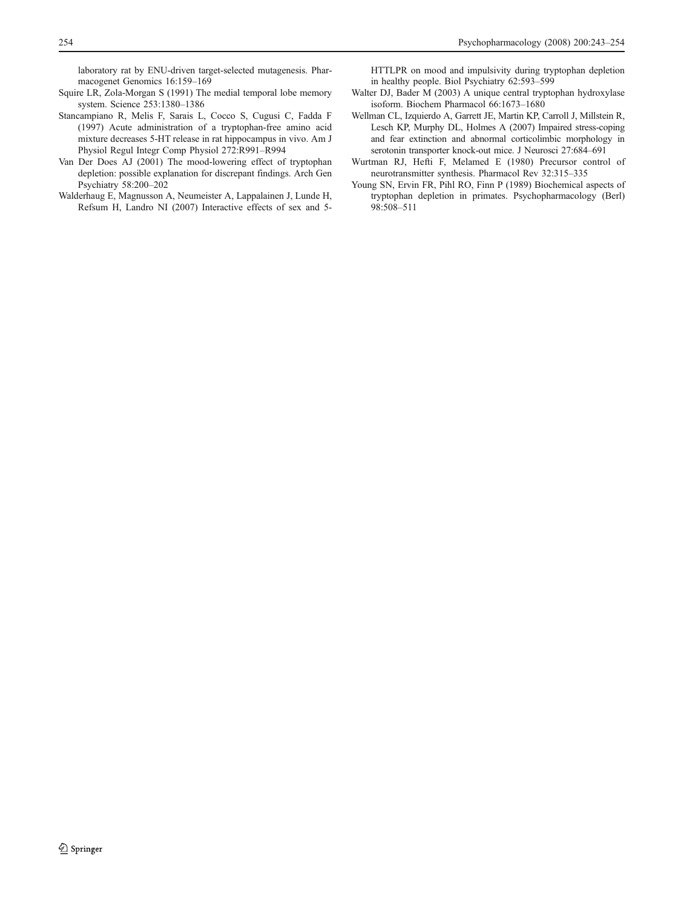laboratory rat by ENU-driven target-selected mutagenesis. Pharmacogenet Genomics 16:159–169

Squire LR, Zola-Morgan S (1991) The medial temporal lobe memory system. Science 253:1380–1386

Stancampiano R, Melis F, Sarais L, Cocco S, Cugusi C, Fadda F (1997) Acute administration of a tryptophan-free amino acid mixture decreases 5-HT release in rat hippocampus in vivo. Am J Physiol Regul Integr Comp Physiol 272:R991–R994

Van Der Does AJ (2001) The mood-lowering effect of tryptophan depletion: possible explanation for discrepant findings. Arch Gen Psychiatry 58:200–202

Walderhaug E, Magnusson A, Neumeister A, Lappalainen J, Lunde H, Refsum H, Landro NI (2007) Interactive effects of sex and 5-HTTLPR on mood and impulsivity during tryptophan depletion in healthy people. Biol Psychiatry 62:593–599

Walter DJ, Bader M (2003) A unique central tryptophan hydroxylase isoform. Biochem Pharmacol 66:1673–1680

Wellman CL, Izquierdo A, Garrett JE, Martin KP, Carroll J, Millstein R, Lesch KP, Murphy DL, Holmes A (2007) Impaired stress-coping and fear extinction and abnormal corticolimbic morphology in serotonin transporter knock-out mice. J Neurosci 27:684–691

Wurtman RJ, Hefti F, Melamed E (1980) Precursor control of neurotransmitter synthesis. Pharmacol Rev 32:315–335

Young SN, Ervin FR, Pihl RO, Finn P (1989) Biochemical aspects of tryptophan depletion in primates. Psychopharmacology (Berl) 98:508–511